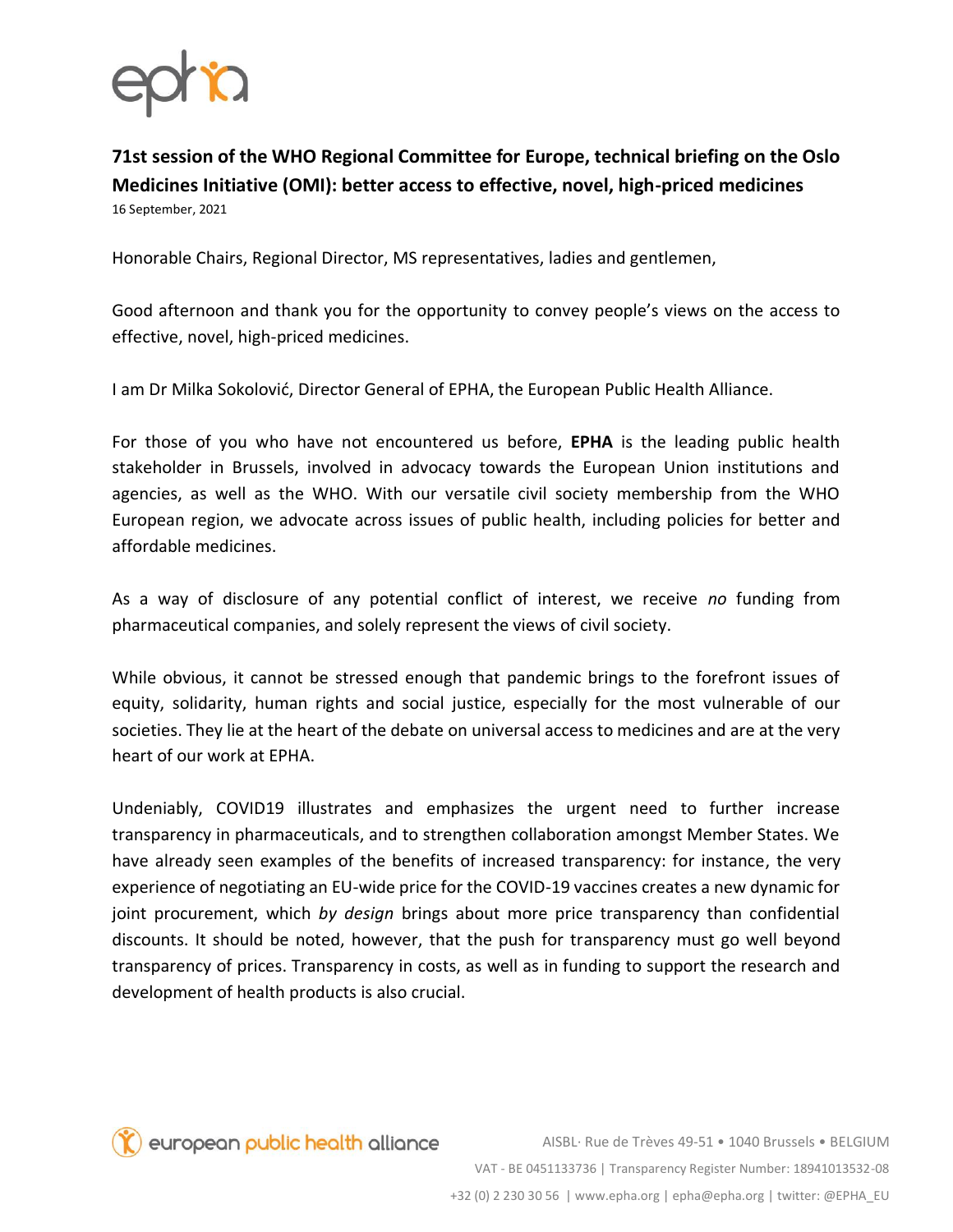**71st session of the WHO Regional Committee for Europe, technical briefing on the Oslo Medicines Initiative (OMI): better access to effective, novel, high-priced medicines**

16 September, 2021

Honorable Chairs, Regional Director, MS representatives, ladies and gentlemen,

Good afternoon and thank you for the opportunity to convey people's views on the access to effective, novel, high-priced medicines.

I am Dr Milka Sokolović, Director General of EPHA, the European Public Health Alliance.

For those of you who have not encountered us before, **EPHA** is the leading public health stakeholder in Brussels, involved in advocacy towards the European Union institutions and agencies, as well as the WHO. With our versatile civil society membership from the WHO European region, we advocate across issues of public health, including policies for better and affordable medicines.

As a way of disclosure of any potential conflict of interest, we receive *no* funding from pharmaceutical companies, and solely represent the views of civil society.

While obvious, it cannot be stressed enough that pandemic brings to the forefront issues of equity, solidarity, human rights and social justice, especially for the most vulnerable of our societies. They lie at the heart of the debate on universal access to medicines and are at the very heart of our work at EPHA.

Undeniably, COVID19 illustrates and emphasizes the urgent need to further increase transparency in pharmaceuticals, and to strengthen collaboration amongst Member States. We have already seen examples of the benefits of increased transparency: for instance, the very experience of negotiating an EU-wide price for the COVID-19 vaccines creates a new dynamic for joint procurement, which *by design* brings about more price transparency than confidential discounts. It should be noted, however, that the push for transparency must go well beyond transparency of prices. Transparency in costs, as well as in funding to support the research and development of health products is also crucial.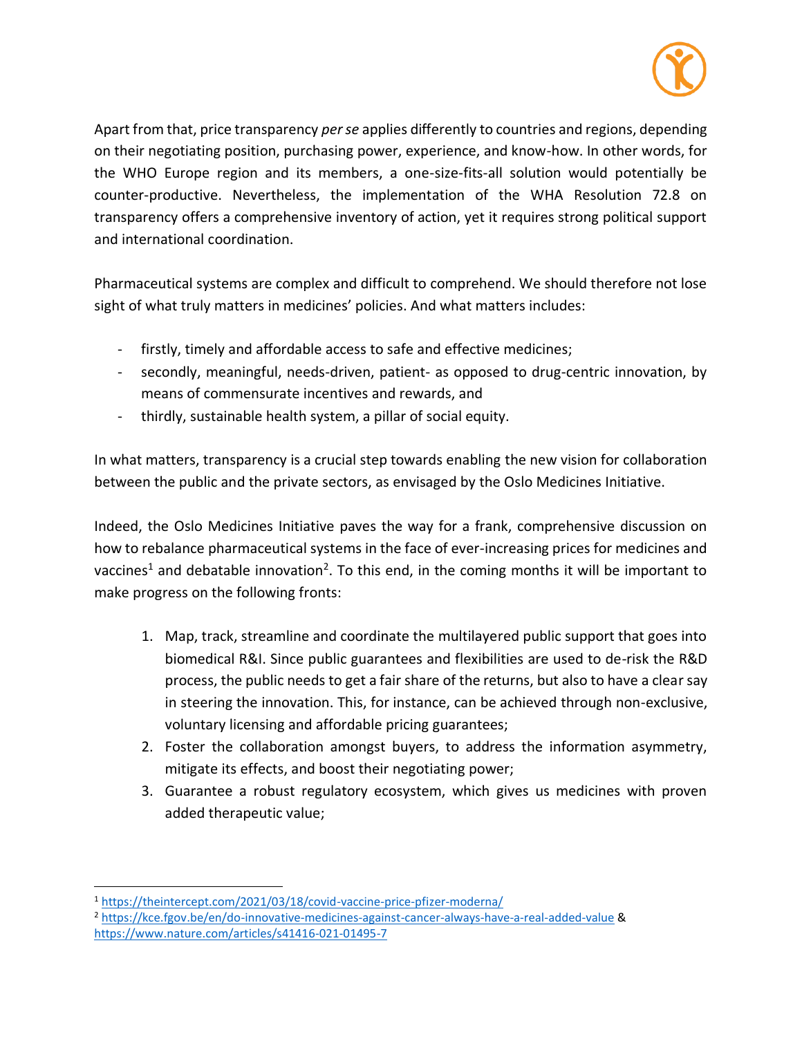Apart from that, price transparency *per se* applies differently to countries and regions, depending on their negotiating position, purchasing power, experience, and know-how. In other words, for the WHO Europe region and its members, a one-size-fits-all solution would potentially be counter-productive. Nevertheless, the implementation of the WHA Resolution 72.8 on transparency offers a comprehensive inventory of action, yet it requires strong political support and international coordination.

Pharmaceutical systems are complex and difficult to comprehend. We should therefore not lose sight of what truly matters in medicines' policies. And what matters includes:

- firstly, timely and affordable access to safe and effective medicines;
- secondly, meaningful, needs-driven, patient- as opposed to drug-centric innovation, by means of commensurate incentives and rewards, and
- thirdly, sustainable health system, a pillar of social equity.

In what matters, transparency is a crucial step towards enabling the new vision for collaboration between the public and the private sectors, as envisaged by the Oslo Medicines Initiative.

Indeed, the Oslo Medicines Initiative paves the way for a frank, comprehensive discussion on how to rebalance pharmaceutical systems in the face of ever-increasing prices for medicines and vaccines[1] and debatable innovation[2]. To this end, in the coming months it will be important to make progress on the following fronts:

1. Map, track, streamline and coordinate the multilayered public support that goes into biomedical R&I. Since public guarantees and flexibilities are used to de-risk the R&D process, the public needs to get a fair share of the returns, but also to have a clear say in steering the innovation. This, for instance, can be achieved through non-exclusive, voluntary licensing and affordable pricing guarantees;
2. Foster the collaboration amongst buyers, to address the information asymmetry, mitigate its effects, and boost their negotiating power;
3. Guarantee a robust regulatory ecosystem, which gives us medicines with proven added therapeutic value;

---

[1] https://theintercept.com/2021/03/18/covid-vaccine-price-pfizer-moderna/

[2] https://kce.fgov.be/en/do-innovative-medicines-against-cancer-always-have-a-real-added-value & https://www.nature.com/articles/s41416-021-01495-7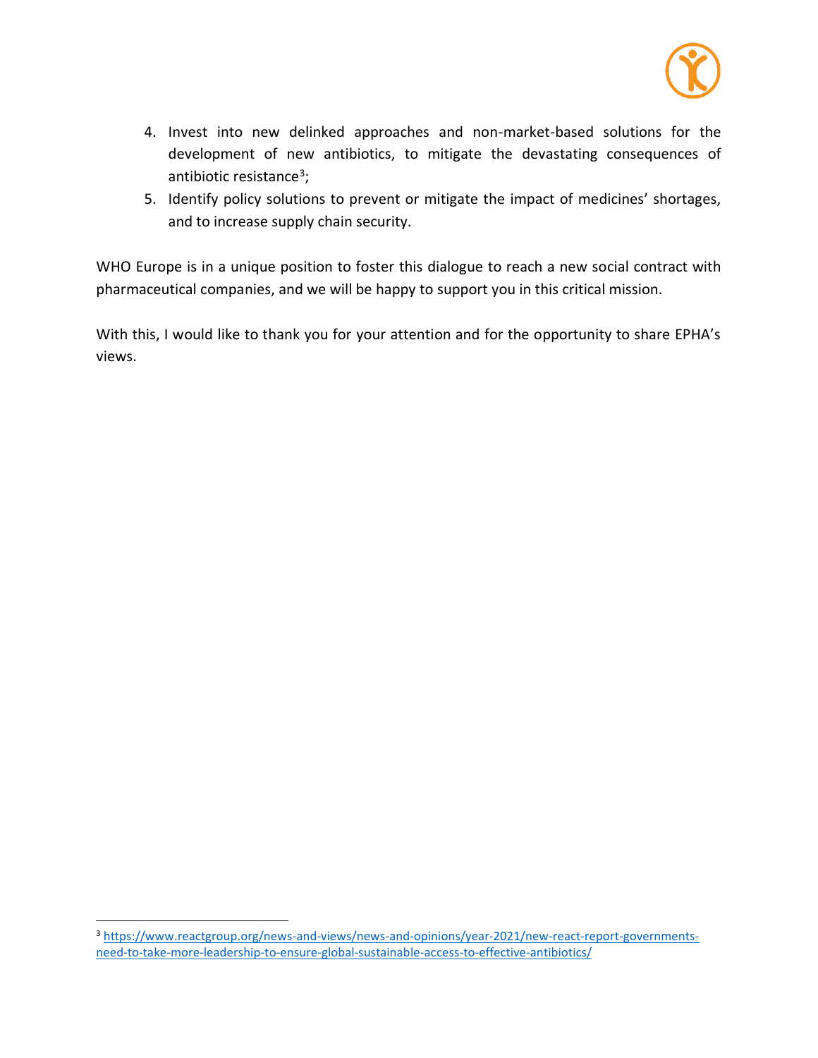4. Invest into new delinked approaches and non-market-based solutions for the development of new antibiotics, to mitigate the devastating consequences of antibiotic resistance[3];
5. Identify policy solutions to prevent or mitigate the impact of medicines' shortages, and to increase supply chain security.

WHO Europe is in a unique position to foster this dialogue to reach a new social contract with pharmaceutical companies, and we will be happy to support you in this critical mission.

With this, I would like to thank you for your attention and for the opportunity to share EPHA's views.

---

[3] https://www.reactgroup.org/news-and-views/news-and-opinions/year-2021/new-react-report-governments-need-to-take-more-leadership-to-ensure-global-sustainable-access-to-effective-antibiotics/